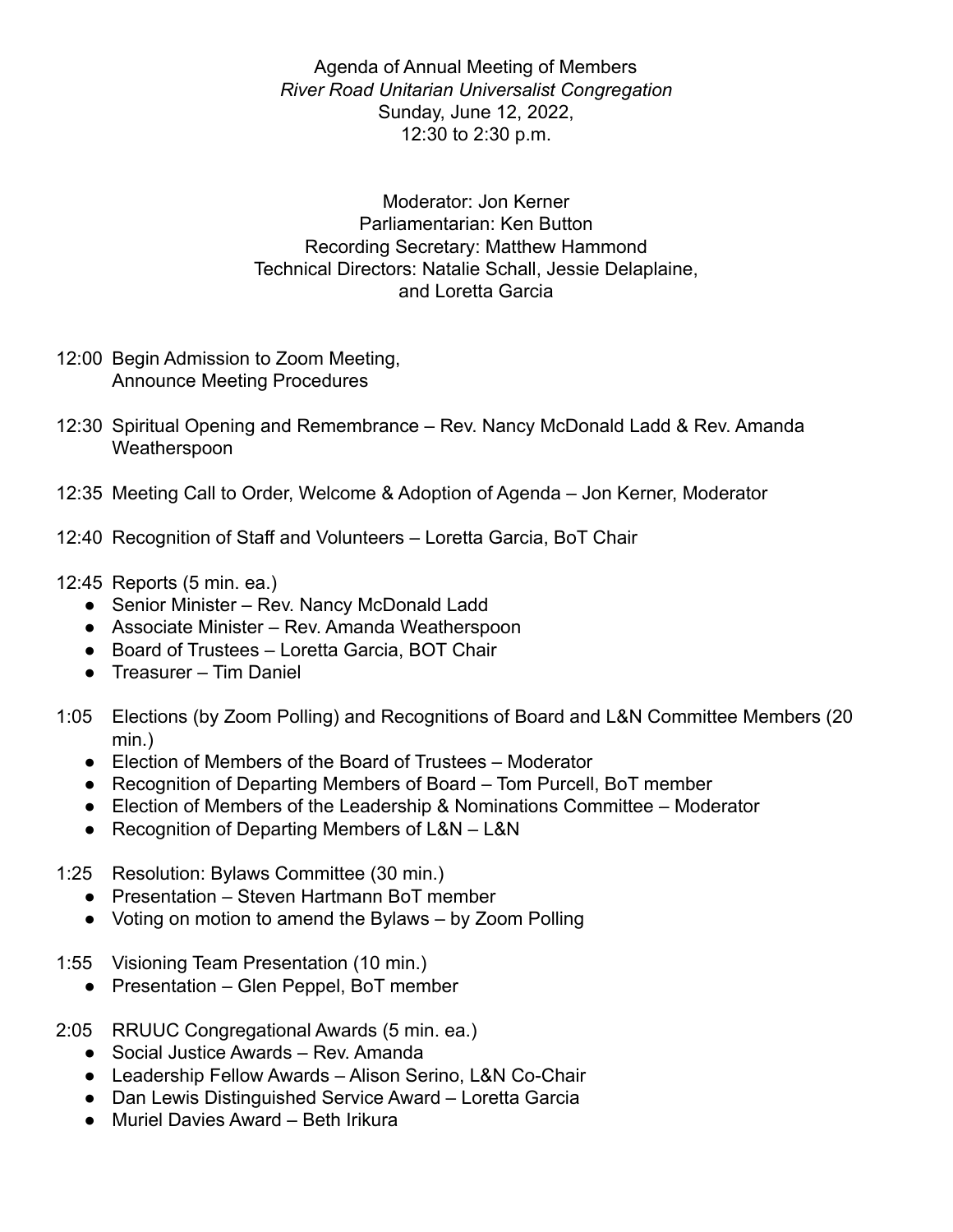# Agenda of Annual Meeting of Members

*River Road Unitarian Universalist Congregation*

Sunday, June 12, 2022,
12:30 to 2:30 p.m.

Moderator: Jon Kerner
Parliamentarian: Ken Button
Recording Secretary: Matthew Hammond
Technical Directors: Natalie Schall, Jessie Delaplaine, and Loretta Garcia

12:00 Begin Admission to Zoom Meeting, Announce Meeting Procedures

12:30 Spiritual Opening and Remembrance – Rev. Nancy McDonald Ladd & Rev. Amanda Weatherspoon

12:35 Meeting Call to Order, Welcome & Adoption of Agenda – Jon Kerner, Moderator

12:40 Recognition of Staff and Volunteers – Loretta Garcia, BoT Chair

12:45 Reports (5 min. ea.)

- Senior Minister – Rev. Nancy McDonald Ladd
- Associate Minister – Rev. Amanda Weatherspoon
- Board of Trustees – Loretta Garcia, BOT Chair
- Treasurer – Tim Daniel

1:05 Elections (by Zoom Polling) and Recognitions of Board and L&N Committee Members (20 min.)

- Election of Members of the Board of Trustees – Moderator
- Recognition of Departing Members of Board – Tom Purcell, BoT member
- Election of Members of the Leadership & Nominations Committee – Moderator
- Recognition of Departing Members of L&N – L&N

1:25 Resolution: Bylaws Committee (30 min.)

- Presentation – Steven Hartmann BoT member
- Voting on motion to amend the Bylaws – by Zoom Polling

1:55 Visioning Team Presentation (10 min.)

- Presentation – Glen Peppel, BoT member

2:05 RRUUC Congregational Awards (5 min. ea.)

- Social Justice Awards – Rev. Amanda
- Leadership Fellow Awards – Alison Serino, L&N Co-Chair
- Dan Lewis Distinguished Service Award – Loretta Garcia
- Muriel Davies Award – Beth Irikura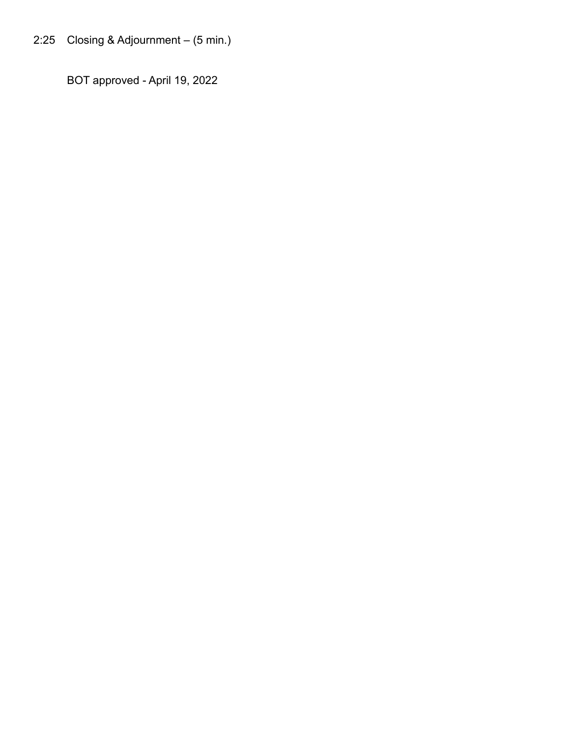2:25 Closing & Adjournment – (5 min.)

BOT approved - April 19, 2022